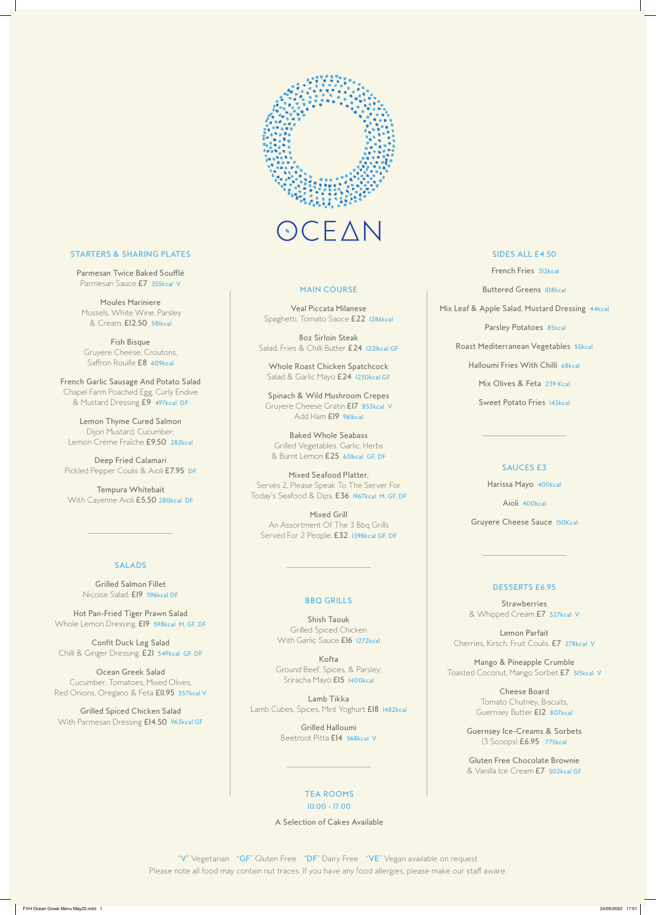# OCEAN

## STARTERS & SHARING PLATES

**Parmesan Twice Baked Soufflé**
Parmesan Sauce £7 355kcal V

**Moules Mariniere**
Mussels, White Wine, Parsley & Cream. £12.50 581kcal

**Fish Bisque**
Gruyere Cheese, Croutons, Saffron Rouille £8 609kcal

**French Garlic Sausage And Potato Salad**
Chapel Farm Poached Egg, Curly Endive & Mustard Dressing £9 497kcal DF

**Lemon Thyme Cured Salmon**
Dijon Mustard, Cucumber, Lemon Crème Fraîche £9.50 282kcal

**Deep Fried Calamari**
Pickled Pepper Coulis & Aioli £7.95 DF

**Tempura Whitebait**
With Cayenne Aioli £5.50 280kcal DF

## SALADS

**Grilled Salmon Fillet**
Niçoise Salad. £19 596kcal DF

**Hot Pan-Fried Tiger Prawn Salad**
Whole Lemon Dressing. £19 598kcal M, GF, DF

**Confit Duck Leg Salad**
Chilli & Ginger Dressing. £21 549kcal GF, DF

**Ocean Greek Salad**
Cucumber, Tomatoes, Mixed Olives, Red Onions, Oregano & Feta £11.95 357kcal V

**Grilled Spiced Chicken Salad**
With Parmesan Dressing £14.50 963kcal GF

## MAIN COURSE

**Veal Piccata Milanese**
Spaghetti, Tomato Sauce £22 1286kcal

**8oz Sirloin Steak**
Salad, Fries & Chilli Butter £24 1221kcal GF

**Whole Roast Chicken Spatchcock**
Salad & Garlic Mayo £24 1230kcal GF

**Spinach & Wild Mushroom Crepes**
Gruyere Cheese Gratin £17 853kcal V
Add Ham £19 961kcal

**Baked Whole Seabass**
Grilled Vegetables, Garlic, Herbs & Burnt Lemon £25 631kcal GF, DF

**Mixed Seafood Platter,**
Serves 2, Please Speak To The Server For Today's Seafood & Dips. £36 1967kcal M, GF, DF

**Mixed Grill**
An Assortment Of The 3 Bbq Grills Served For 2 People. £32 1398kcal GF, DF

## BBQ GRILLS

**Shish Taouk**
Grilled Spiced Chicken With Garlic Sauce £16 1272kcal

**Kofta**
Ground Beef, Spices, & Parsley, Sriracha Mayo £15 1400kcal

**Lamb Tikka**
Lamb Cubes, Spices, Mint Yoghurt £18 1482kcal

**Grilled Halloumi**
Beetroot Pitta £14 568kcal V

## TEA ROOMS
10:00 - 17:00

A Selection of Cakes Available

## SIDES ALL £4.50

French Fries 312kcal

Buttered Greens 108kcal

Mix Leaf & Apple Salad, Mustard Dressing 44kcal

Parsley Potatoes 85kcal

Roast Mediterranean Vegetables 55kcal

Halloumi Fries With Chilli 68kcal

Mix Olives & Feta 239 Kcal

Sweet Potato Fries 143kcal

## SAUCES £3

Harissa Mayo 400kcal

Aioli 400kcal

Gruyere Cheese Sauce 150Kcal

## DESSERTS £6.95

**Strawberries**
& Whipped Cream £7 527kcal V

**Lemon Parfait**
Cherries, Kirsch, Fruit Coulis. £7 278kcal V

**Mango & Pineapple Crumble**
Toasted Coconut, Mango Sorbet £7 515kcal V

**Cheese Board**
Tomato Chutney, Biscuits, Guernsey Butter £12 807kcal

**Guernsey Ice-Creams & Sorbets**
(3 Scoops) £6.95 775kcal

**Gluten Free Chocolate Brownie**
& Vanilla Ice Cream £7 502kcal GF

"V" Vegetarian "GF" Gluten Free "DF" Dairy Free "VE" Vegan available on request
Please note all food may contain nut traces. If you have any food allergies, please make our staff aware.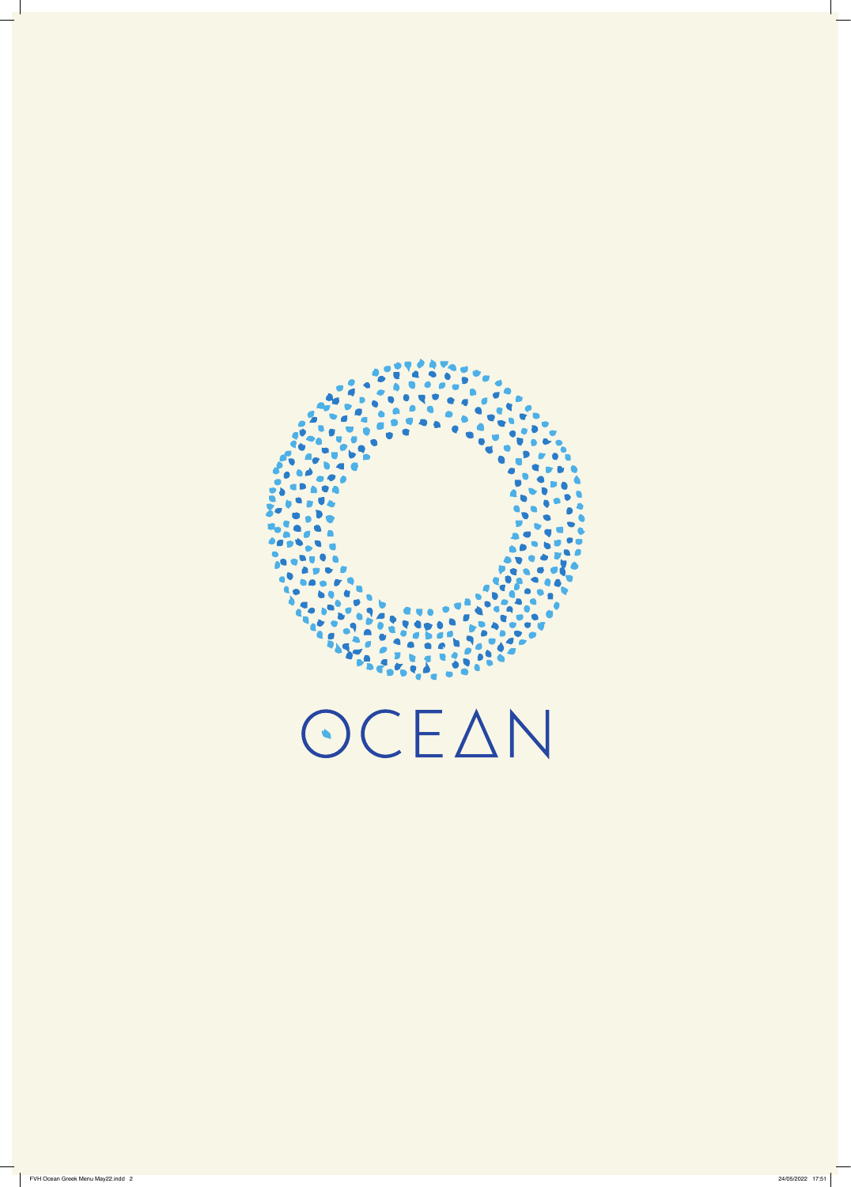OCEAN